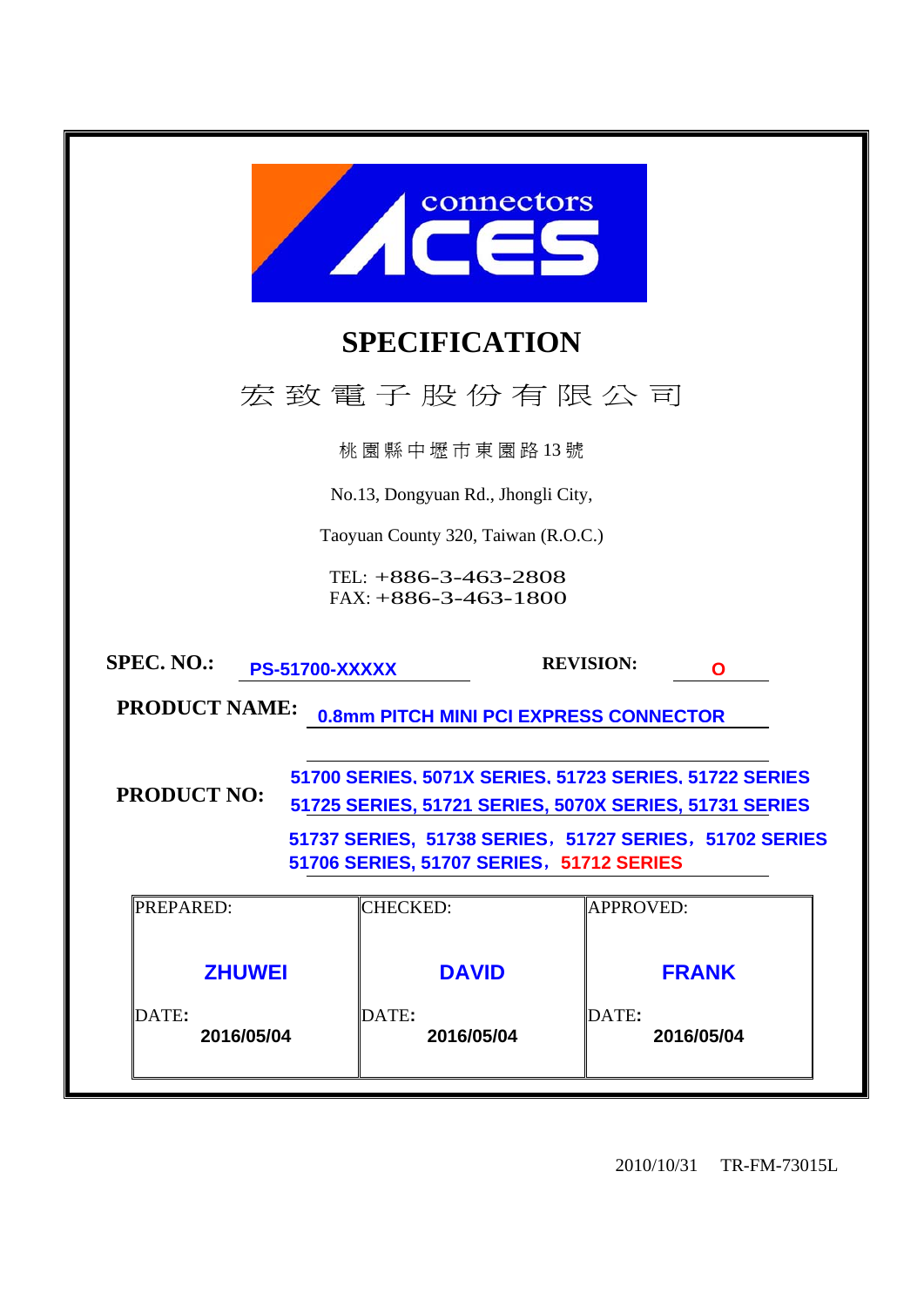connectors ACES

# SPECIFICATION

宏 致 電 子 股 份 有 限 公 司

桃園縣中壢市東園路 13 號

No.13, Dongyuan Rd., Jhongli City,

Taoyuan County 320, Taiwan (R.O.C.)

TEL: +886-3-463-2808
FAX: +886-3-463-1800

**SPEC. NO.:** PS-51700-XXXXX **REVISION:** O

**PRODUCT NAME:** 0.8mm PITCH MINI PCI EXPRESS CONNECTOR

**PRODUCT NO:** 51700 SERIES, 5071X SERIES, 51723 SERIES, 51722 SERIES
51725 SERIES, 51721 SERIES, 5070X SERIES, 51731 SERIES
51737 SERIES, 51738 SERIES, 51727 SERIES, 51702 SERIES
51706 SERIES, 51707 SERIES, 51712 SERIES

| PREPARED: | CHECKED: | APPROVED: |
|---|---|---|
| ZHUWEI | DAVID | FRANK |
| DATE: 2016/05/04 | DATE: 2016/05/04 | DATE: 2016/05/04 |

2010/10/31 TR-FM-73015L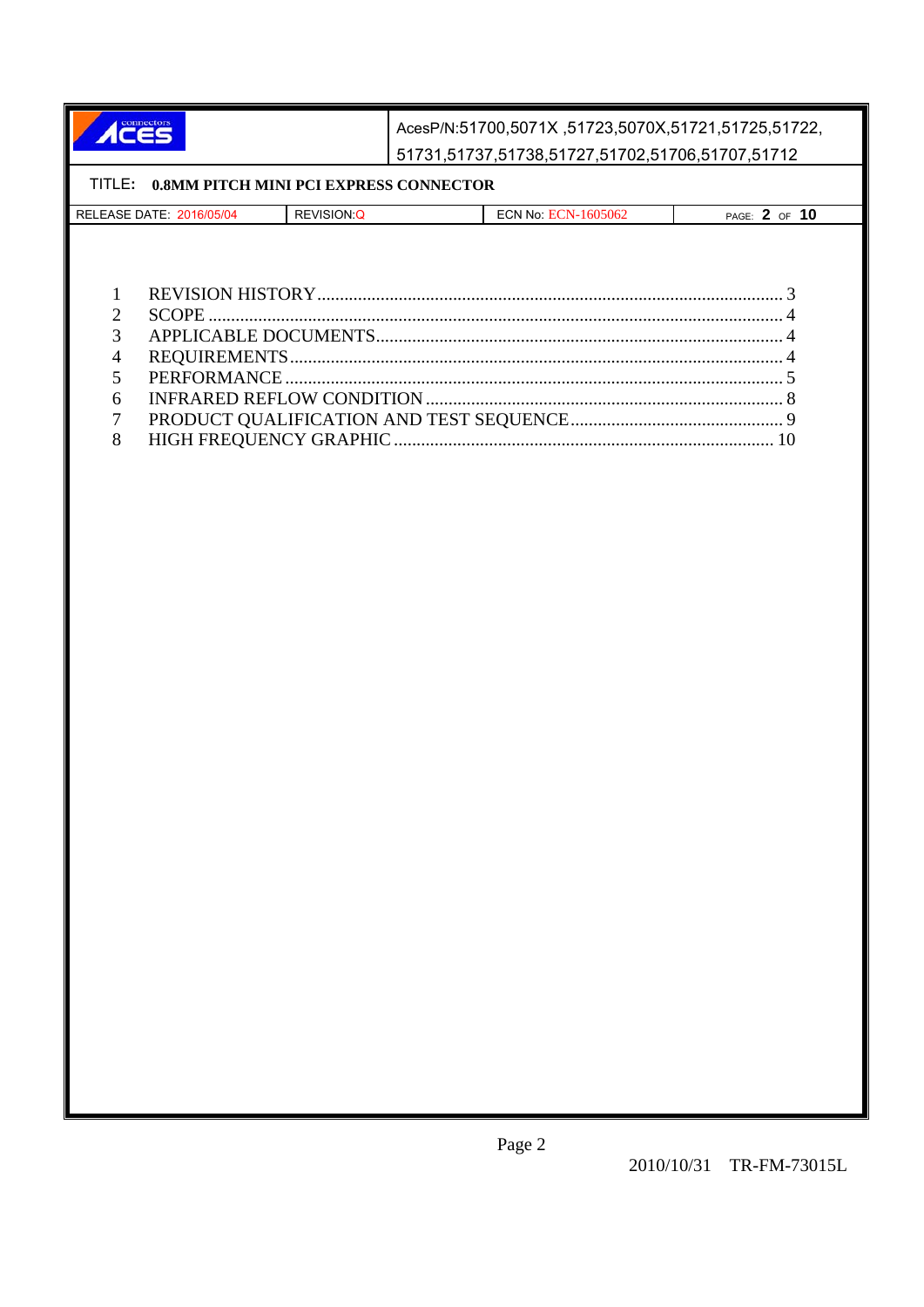1 REVISION HISTORY ........ 3
2 SCOPE ........ 4
3 APPLICABLE DOCUMENTS ........ 4
4 REQUIREMENTS ........ 4
5 PERFORMANCE ........ 5
6 INFRARED REFLOW CONDITION ........ 8
7 PRODUCT QUALIFICATION AND TEST SEQUENCE ........ 9
8 HIGH FREQUENCY GRAPHIC ........ 10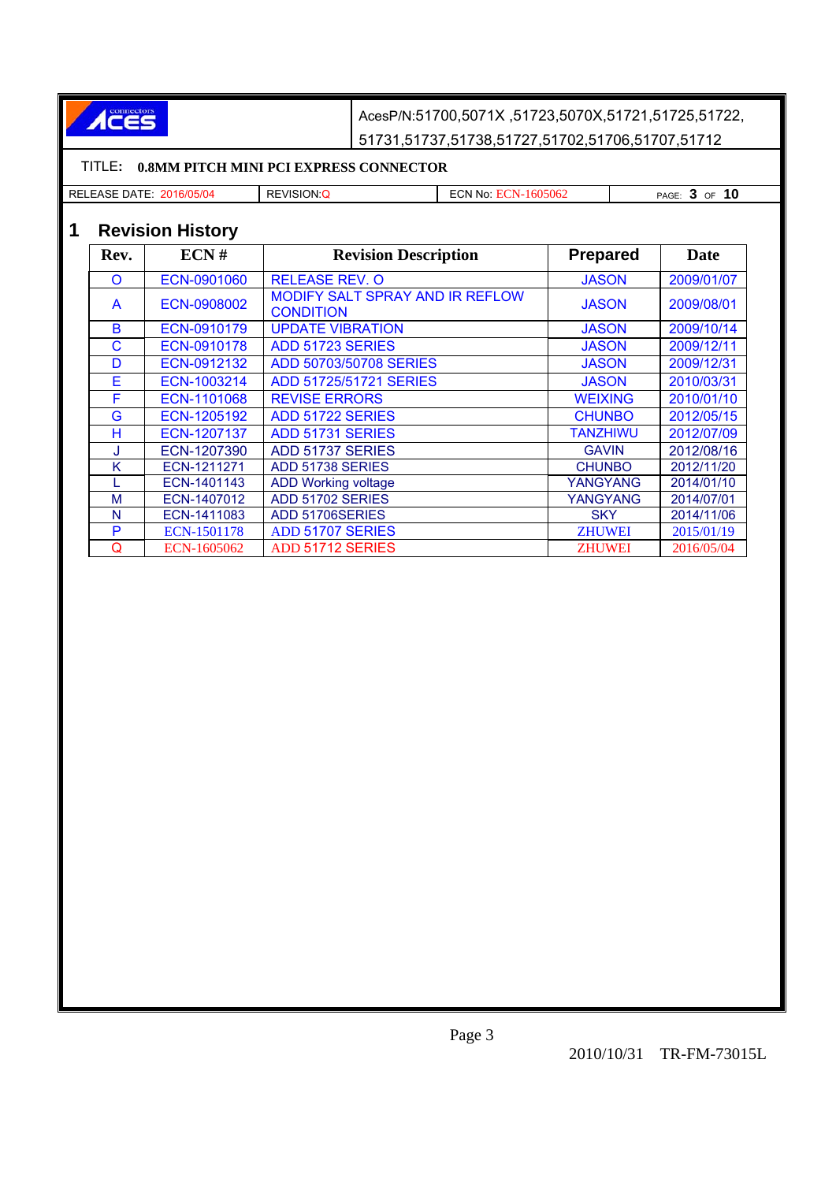AcesP/N:51700,5071X ,51723,5070X,51721,51725,51722, 51731,51737,51738,51727,51702,51706,51707,51712

TITLE: **0.8MM PITCH MINI PCI EXPRESS CONNECTOR**

| RELEASE DATE: 2016/05/04 | REVISION:Q | ECN No: ECN-1605062 | PAGE: 3 OF 10 |
|---|---|---|---|

## 1 Revision History

| Rev. | ECN # | Revision Description | Prepared | Date |
|---|---|---|---|---|
| O | ECN-0901060 | RELEASE REV. O | JASON | 2009/01/07 |
| A | ECN-0908002 | MODIFY SALT SPRAY AND IR REFLOW CONDITION | JASON | 2009/08/01 |
| B | ECN-0910179 | UPDATE VIBRATION | JASON | 2009/10/14 |
| C | ECN-0910178 | ADD 51723 SERIES | JASON | 2009/12/11 |
| D | ECN-0912132 | ADD 50703/50708 SERIES | JASON | 2009/12/31 |
| E | ECN-1003214 | ADD 51725/51721 SERIES | JASON | 2010/03/31 |
| F | ECN-1101068 | REVISE ERRORS | WEIXING | 2010/01/10 |
| G | ECN-1205192 | ADD 51722 SERIES | CHUNBO | 2012/05/15 |
| H | ECN-1207137 | ADD 51731 SERIES | TANZHIWU | 2012/07/09 |
| J | ECN-1207390 | ADD 51737 SERIES | GAVIN | 2012/08/16 |
| K | ECN-1211271 | ADD 51738 SERIES | CHUNBO | 2012/11/20 |
| L | ECN-1401143 | ADD Working voltage | YANGYANG | 2014/01/10 |
| M | ECN-1407012 | ADD 51702 SERIES | YANGYANG | 2014/07/01 |
| N | ECN-1411083 | ADD 51706SERIES | SKY | 2014/11/06 |
| P | ECN-1501178 | ADD 51707 SERIES | ZHUWEI | 2015/01/19 |
| Q | ECN-1605062 | ADD 51712 SERIES | ZHUWEI | 2016/05/04 |

2010/10/31 TR-FM-73015L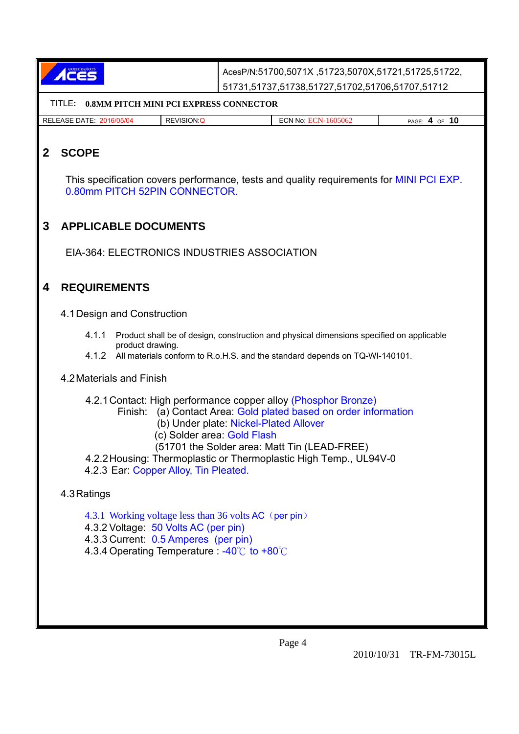## 2 SCOPE

This specification covers performance, tests and quality requirements for MINI PCI EXP. 0.80mm PITCH 52PIN CONNECTOR.

## 3 APPLICABLE DOCUMENTS

EIA-364: ELECTRONICS INDUSTRIES ASSOCIATION

## 4 REQUIREMENTS

### 4.1 Design and Construction

4.1.1 Product shall be of design, construction and physical dimensions specified on applicable product drawing.

4.1.2 All materials conform to R.o.H.S. and the standard depends on TQ-WI-140101.

### 4.2 Materials and Finish

4.2.1 Contact: High performance copper alloy (Phosphor Bronze)

Finish: (a) Contact Area: Gold plated based on order information

(b) Under plate: Nickel-Plated Allover

(c) Solder area: Gold Flash

(51701 the Solder area: Matt Tin (LEAD-FREE)

4.2.2 Housing: Thermoplastic or Thermoplastic High Temp., UL94V-0

4.2.3 Ear: Copper Alloy, Tin Pleated.

### 4.3 Ratings

4.3.1 Working voltage less than 36 volts AC（per pin）

4.3.2 Voltage: 50 Volts AC (per pin)

4.3.3 Current: 0.5 Amperes (per pin)

4.3.4 Operating Temperature : -40℃ to +80℃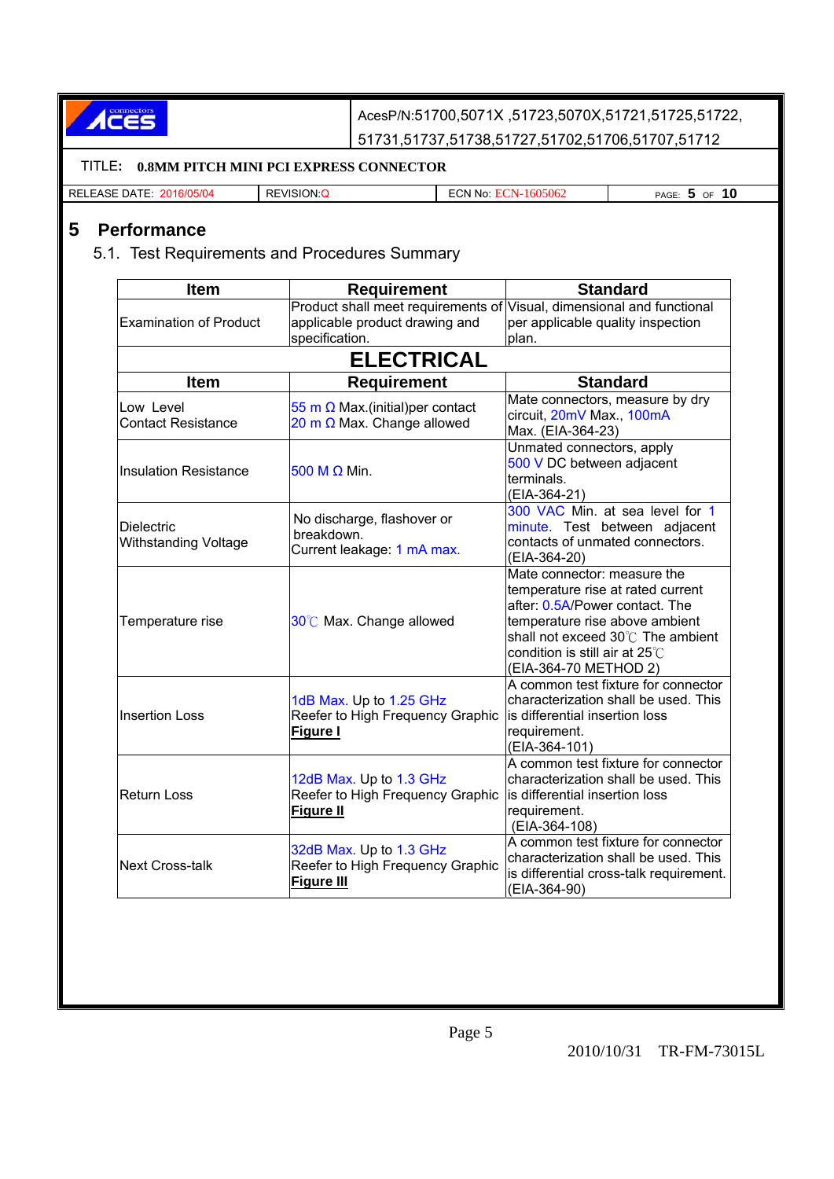## 5 Performance

### 5.1. Test Requirements and Procedures Summary

| Item | Requirement | Standard |
|---|---|---|
| Examination of Product | Product shall meet requirements of applicable product drawing and specification. | Visual, dimensional and functional per applicable quality inspection plan. |
| **ELECTRICAL** | | |
| **Item** | **Requirement** | **Standard** |
| Low Level Contact Resistance | 55 m Ω Max.(initial)per contact 20 m Ω Max. Change allowed | Mate connectors, measure by dry circuit, 20mV Max., 100mA Max. (EIA-364-23) |
| Insulation Resistance | 500 M Ω Min. | Unmated connectors, apply 500 V DC between adjacent terminals. (EIA-364-21) |
| Dielectric Withstanding Voltage | No discharge, flashover or breakdown. Current leakage: 1 mA max. | 300 VAC Min. at sea level for 1 minute. Test between adjacent contacts of unmated connectors. (EIA-364-20) |
| Temperature rise | 30℃ Max. Change allowed | Mate connector: measure the temperature rise at rated current after: 0.5A/Power contact. The temperature rise above ambient shall not exceed 30℃ The ambient condition is still air at 25℃ (EIA-364-70 METHOD 2) |
| Insertion Loss | 1dB Max. Up to 1.25 GHz Reefer to High Frequency Graphic **Figure I** | A common test fixture for connector characterization shall be used. This is differential insertion loss requirement. (EIA-364-101) |
| Return Loss | 12dB Max. Up to 1.3 GHz Reefer to High Frequency Graphic **Figure II** | A common test fixture for connector characterization shall be used. This is differential insertion loss requirement. (EIA-364-108) |
| Next Cross-talk | 32dB Max. Up to 1.3 GHz Reefer to High Frequency Graphic **Figure III** | A common test fixture for connector characterization shall be used. This is differential cross-talk requirement. (EIA-364-90) |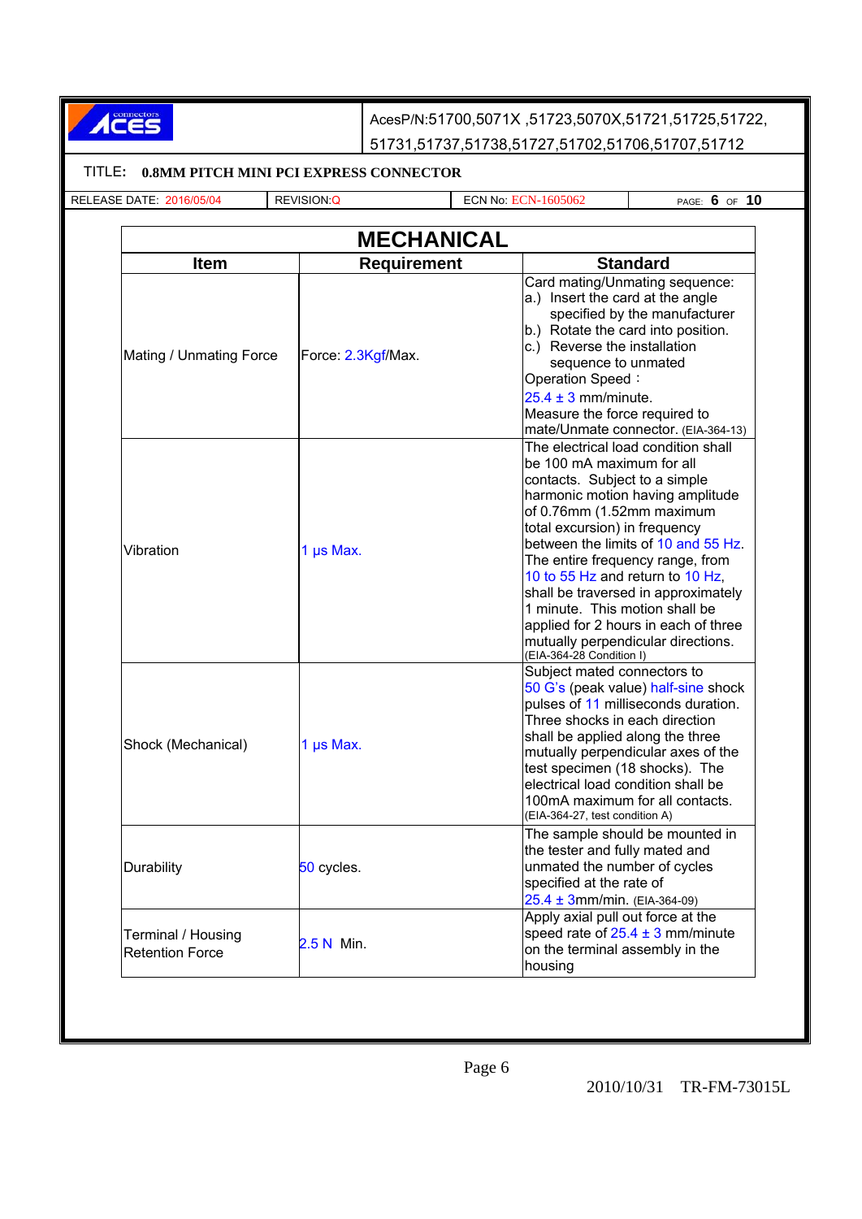AcesP/N:51700,5071X ,51723,5070X,51721,51725,51722,
51731,51737,51738,51727,51702,51706,51707,51712

TITLE: **0.8MM PITCH MINI PCI EXPRESS CONNECTOR**

| RELEASE DATE: 2016/05/04 | REVISION:Q | ECN No: ECN-1605062 |
|---|---|---|

## MECHANICAL

| Item | Requirement | Standard |
|---|---|---|
| Mating / Unmating Force | Force: 2.3Kgf/Max. | Card mating/Unmating sequence: a.) Insert the card at the angle specified by the manufacturer b.) Rotate the card into position. c.) Reverse the installation sequence to unmated Operation Speed： 25.4 ± 3 mm/minute. Measure the force required to mate/Unmate connector. (EIA-364-13) |
| Vibration | 1 μs Max. | The electrical load condition shall be 100 mA maximum for all contacts. Subject to a simple harmonic motion having amplitude of 0.76mm (1.52mm maximum total excursion) in frequency between the limits of 10 and 55 Hz. The entire frequency range, from 10 to 55 Hz and return to 10 Hz, shall be traversed in approximately 1 minute. This motion shall be applied for 2 hours in each of three mutually perpendicular directions. (EIA-364-28 Condition I) |
| Shock (Mechanical) | 1 μs Max. | Subject mated connectors to 50 G's (peak value) half-sine shock pulses of 11 milliseconds duration. Three shocks in each direction shall be applied along the three mutually perpendicular axes of the test specimen (18 shocks). The electrical load condition shall be 100mA maximum for all contacts. (EIA-364-27, test condition A) |
| Durability | 50 cycles. | The sample should be mounted in the tester and fully mated and unmated the number of cycles specified at the rate of 25.4 ± 3mm/min. (EIA-364-09) |
| Terminal / Housing Retention Force | 2.5 N Min. | Apply axial pull out force at the speed rate of 25.4 ± 3 mm/minute on the terminal assembly in the housing |

2010/10/31 TR-FM-73015L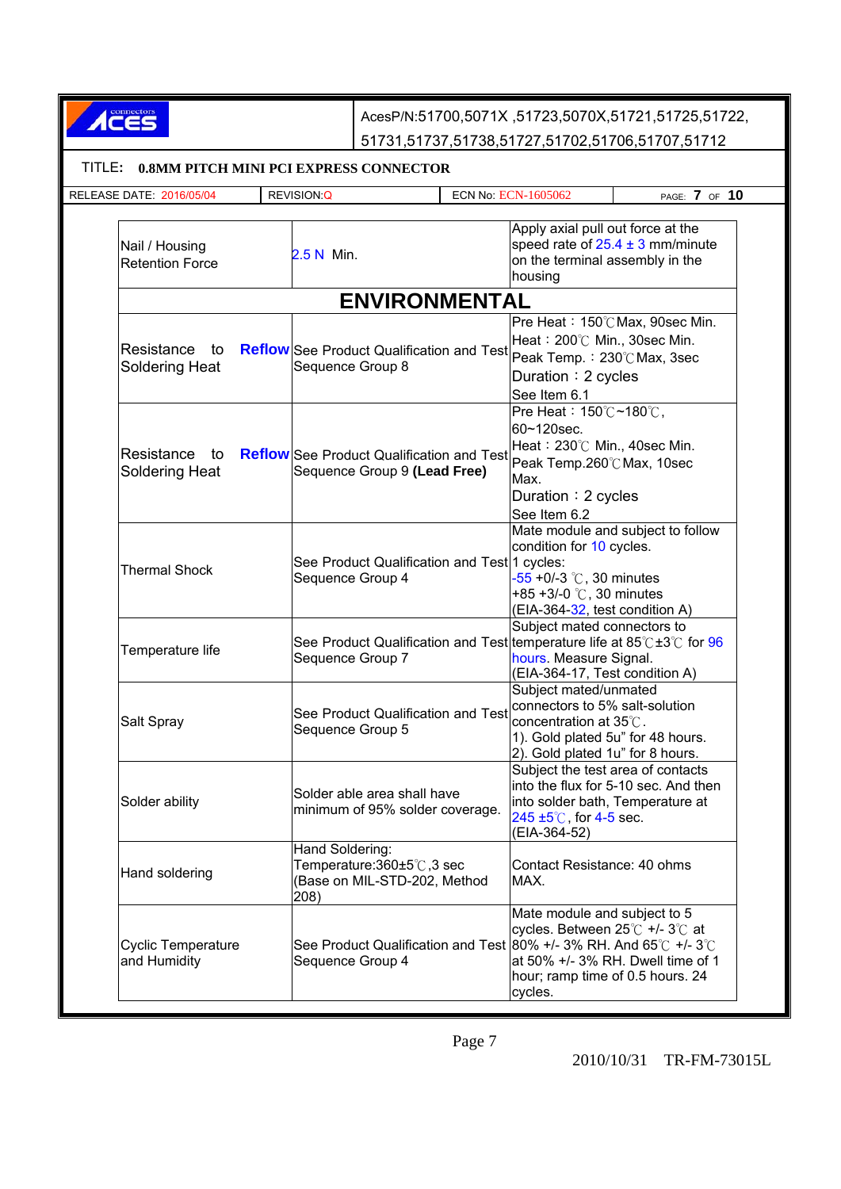AcesP/N:51700,5071X ,51723,5070X,51721,51725,51722, 51731,51737,51738,51727,51702,51706,51707,51712

TITLE: **0.8MM PITCH MINI PCI EXPRESS CONNECTOR**

| RELEASE DATE: 2016/05/04 | REVISION:Q | ECN No: ECN-1605062 | PAGE: 7 OF 10 |
|---|---|---|---|

| | | |
|---|---|---|
| Nail / Housing Retention Force | 2.5 N Min. | Apply axial pull out force at the speed rate of 25.4 ± 3 mm/minute on the terminal assembly in the housing |
| **ENVIRONMENTAL** | | |
| Resistance to **Reflow** Soldering Heat | See Product Qualification and Test Sequence Group 8 | Pre Heat：150℃Max, 90sec Min.<br>Heat：200℃ Min., 30sec Min.<br>Peak Temp.：230℃Max, 3sec<br>Duration：2 cycles<br>See Item 6.1 |
| Resistance to **Reflow** Soldering Heat | See Product Qualification and Test Sequence Group 9 **(Lead Free)** | Pre Heat：150℃~180℃, 60~120sec.<br>Heat：230℃ Min., 40sec Min.<br>Peak Temp.260℃Max, 10sec Max.<br>Duration：2 cycles<br>See Item 6.2 |
| Thermal Shock | See Product Qualification and Test Sequence Group 4 | Mate module and subject to follow condition for 10 cycles.<br>1 cycles:<br>-55 +0/-3 ℃, 30 minutes<br>+85 +3/-0 ℃, 30 minutes<br>(EIA-364-32, test condition A) |
| Temperature life | See Product Qualification and Test Sequence Group 7 | Subject mated connectors to temperature life at 85℃±3℃ for 96 hours. Measure Signal.<br>(EIA-364-17, Test condition A) |
| Salt Spray | See Product Qualification and Test Sequence Group 5 | Subject mated/unmated connectors to 5% salt-solution concentration at 35℃.<br>1). Gold plated 5u" for 48 hours.<br>2). Gold plated 1u" for 8 hours. |
| Solder ability | Solder able area shall have minimum of 95% solder coverage. | Subject the test area of contacts into the flux for 5-10 sec. And then into solder bath, Temperature at 245 ±5℃, for 4-5 sec.<br>(EIA-364-52) |
| Hand soldering | Hand Soldering:<br>Temperature:360±5℃,3 sec<br>(Base on MIL-STD-202, Method 208) | Contact Resistance: 40 ohms MAX. |
| Cyclic Temperature and Humidity | See Product Qualification and Test Sequence Group 4 | Mate module and subject to 5 cycles. Between 25℃ +/- 3℃ at 80% +/- 3% RH. And 65℃ +/- 3℃ at 50% +/- 3% RH. Dwell time of 1 hour; ramp time of 0.5 hours. 24 cycles. |

2010/10/31 TR-FM-73015L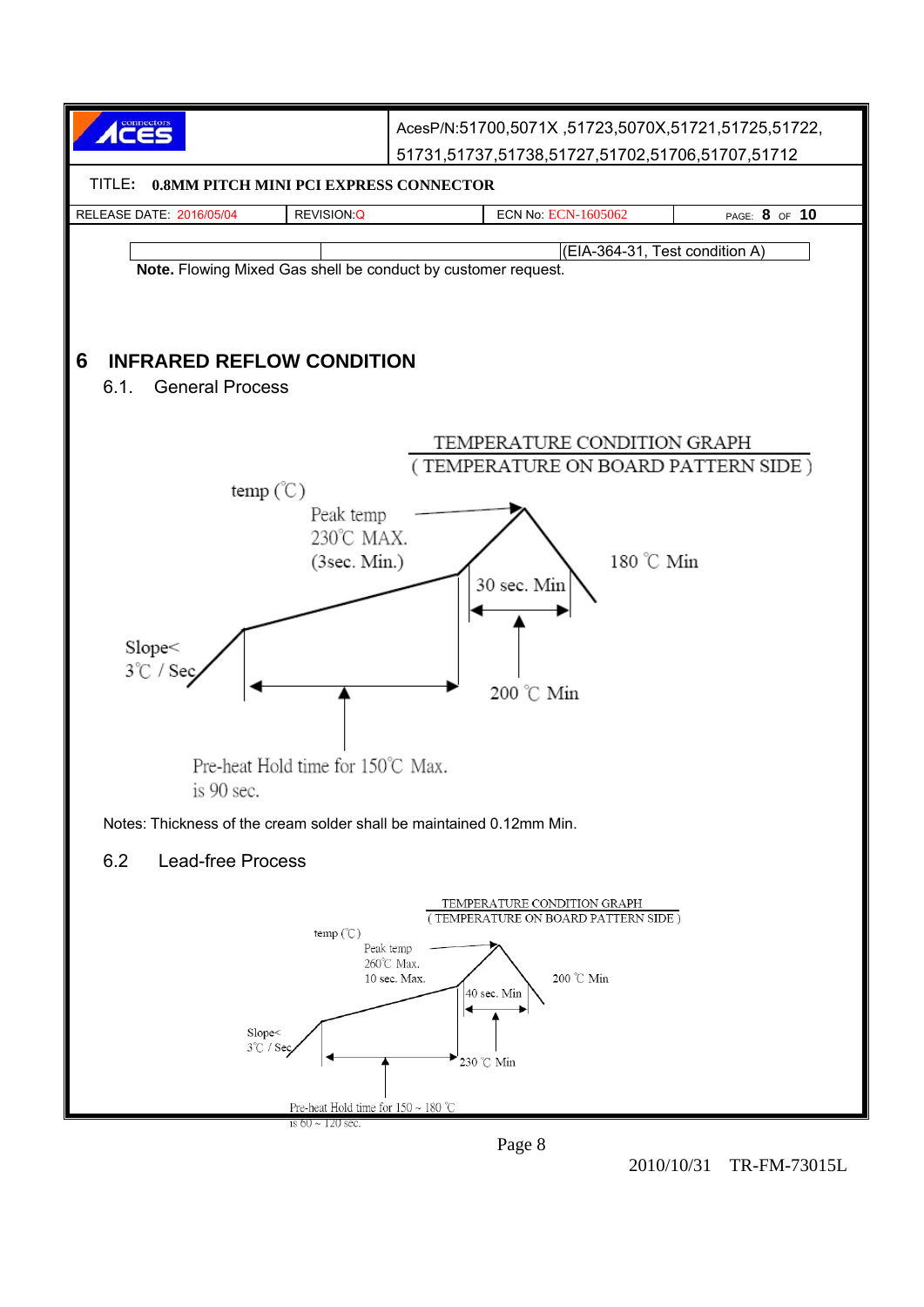| | | (EIA-364-31, Test condition A) |
|---|---|---|

**Note.** Flowing Mixed Gas shell be conduct by customer request.

# 6 INFRARED REFLOW CONDITION

## 6.1. General Process

TEMPERATURE CONDITION GRAPH
( TEMPERATURE ON BOARD PATTERN SIDE )

temp (℃)

Peak temp
230℃ MAX.
(3sec. Min.)

180 ℃ Min

30 sec. Min

Slope<
3℃ / Sec

200 ℃ Min

Pre-heat Hold time for 150℃ Max.
is 90 sec.

Notes: Thickness of the cream solder shall be maintained 0.12mm Min.

## 6.2 Lead-free Process

TEMPERATURE CONDITION GRAPH
( TEMPERATURE ON BOARD PATTERN SIDE )

temp (℃)

Peak temp
260℃ Max.
10 sec. Max.

200 ℃ Min

40 sec. Min

Slope<
3℃ / Sec

230 ℃ Min

Pre-heat Hold time for 150 ~ 180 ℃
is 60 ~ 120 sec.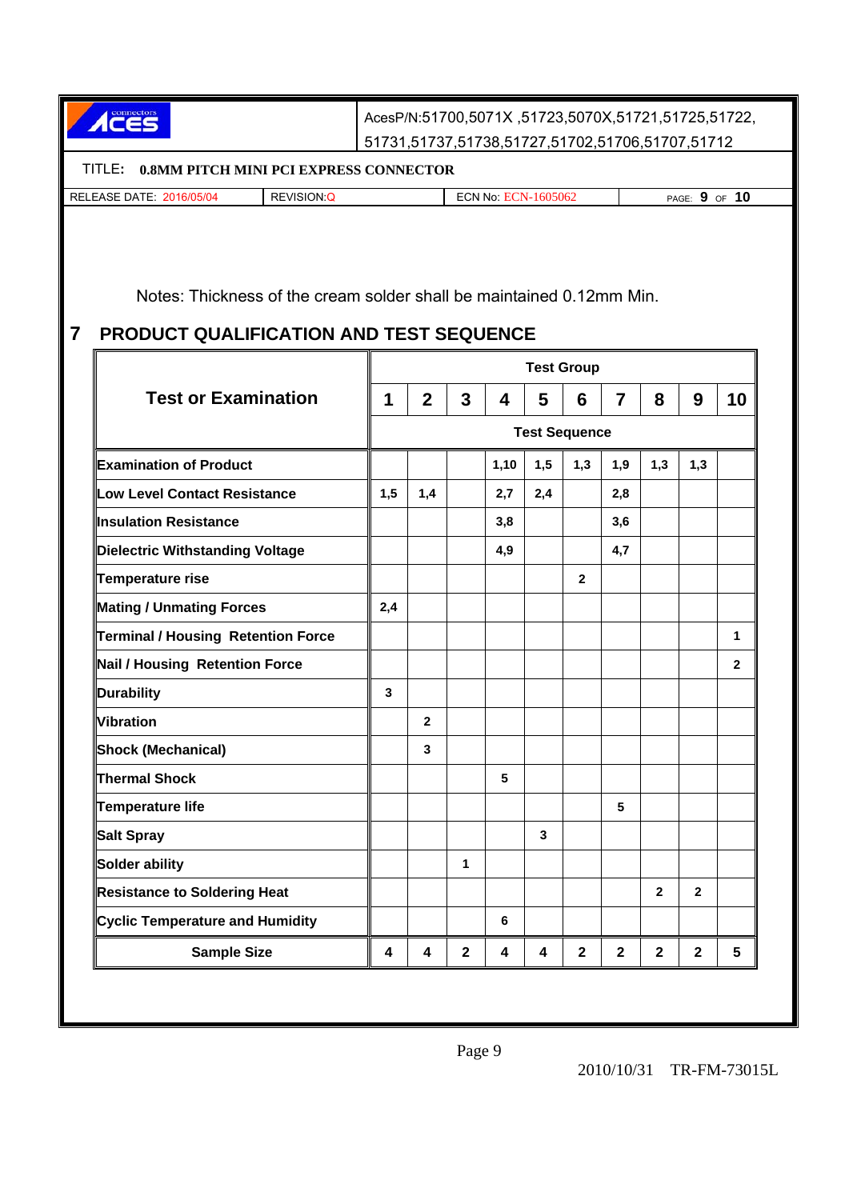Notes: Thickness of the cream solder shall be maintained 0.12mm Min.

## 7 PRODUCT QUALIFICATION AND TEST SEQUENCE

| Test or Examination | Test Group | | | | | | | | | |
|---|---|---|---|---|---|---|---|---|---|---|
| | 1 | 2 | 3 | 4 | 5 | 6 | 7 | 8 | 9 | 10 |
| | Test Sequence | | | | | | | | | |
| Examination of Product | | | | 1,10 | 1,5 | 1,3 | 1,9 | 1,3 | 1,3 | |
| Low Level Contact Resistance | 1,5 | 1,4 | | 2,7 | 2,4 | | 2,8 | | | |
| Insulation Resistance | | | | 3,8 | | | 3,6 | | | |
| Dielectric Withstanding Voltage | | | | 4,9 | | | 4,7 | | | |
| Temperature rise | | | | | | 2 | | | | |
| Mating / Unmating Forces | 2,4 | | | | | | | | | |
| Terminal / Housing Retention Force | | | | | | | | | | 1 |
| Nail / Housing Retention Force | | | | | | | | | | 2 |
| Durability | 3 | | | | | | | | | |
| Vibration | | 2 | | | | | | | | |
| Shock (Mechanical) | | 3 | | | | | | | | |
| Thermal Shock | | | | 5 | | | | | | |
| Temperature life | | | | | | | 5 | | | |
| Salt Spray | | | | | 3 | | | | | |
| Solder ability | | | 1 | | | | | | | |
| Resistance to Soldering Heat | | | | | | | | 2 | 2 | |
| Cyclic Temperature and Humidity | | | | 6 | | | | | | |
| Sample Size | 4 | 4 | 2 | 4 | 4 | 2 | 2 | 2 | 2 | 5 |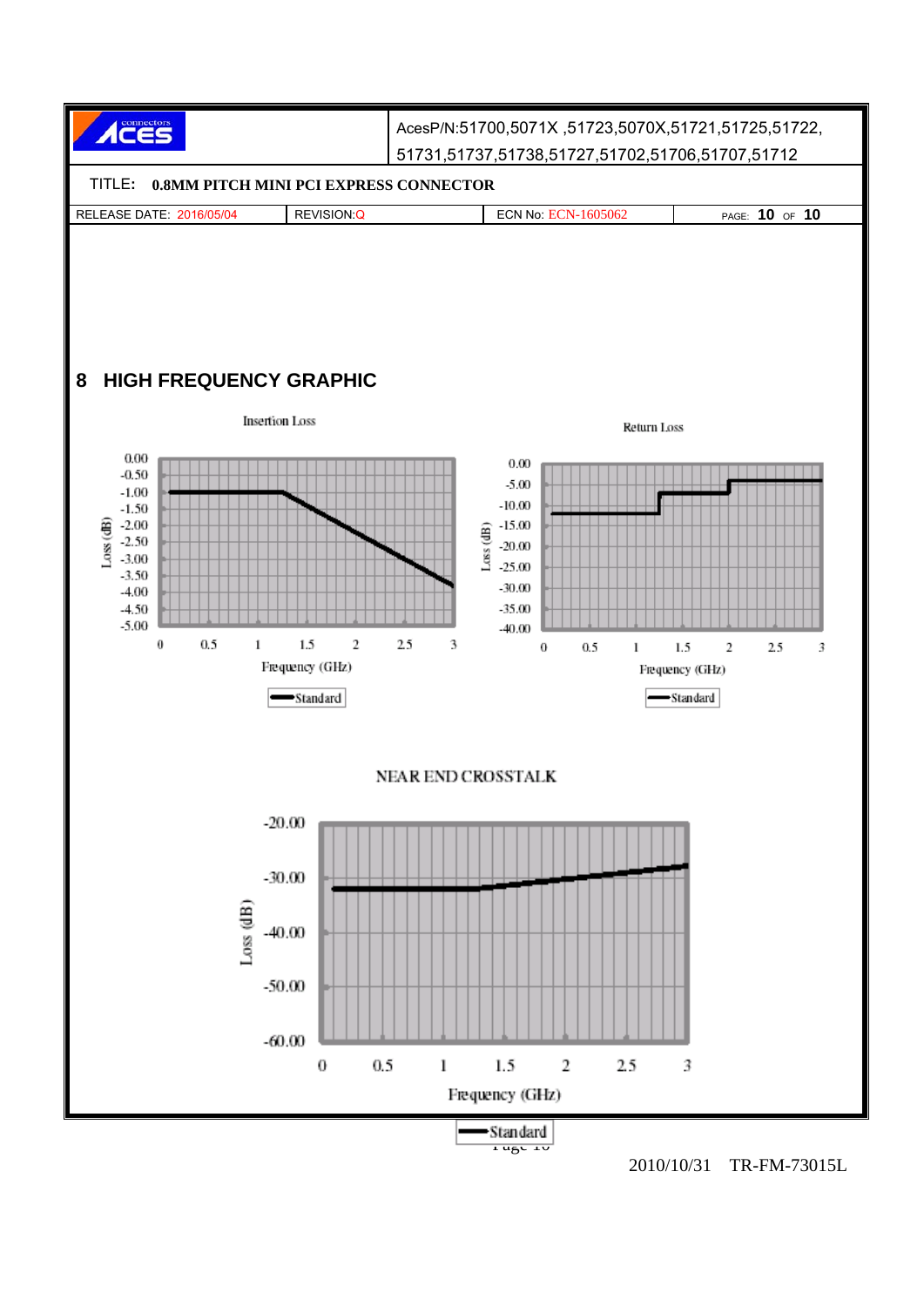AcesP/N:51700,5071X ,51723,5070X,51721,51725,51722, 51731,51737,51738,51727,51702,51706,51707,51712

TITLE: **0.8MM PITCH MINI PCI EXPRESS CONNECTOR**

| RELEASE DATE: 2016/05/04 | REVISION:Q | ECN No: ECN-1605062 |
|---|---|---|

## 8 HIGH FREQUENCY GRAPHIC

Insertion Loss

Loss (dB)

0.00
-0.50
-1.00
-1.50
-2.00
-2.50
-3.00
-3.50
-4.00
-4.50
-5.00

0 0.5 1 1.5 2 2.5 3

Frequency (GHz)

Standard

Return Loss

Loss (dB)

0.00
-5.00
-10.00
-15.00
-20.00
-25.00
-30.00
-35.00
-40.00

0 0.5 1 1.5 2 2.5 3

Frequency (GHz)

Standard

NEAR END CROSSTALK

Loss (dB)

-20.00
-30.00
-40.00
-50.00
-60.00

0 0.5 1 1.5 2 2.5 3

Frequency (GHz)

Standard

2010/10/31 TR-FM-73015L